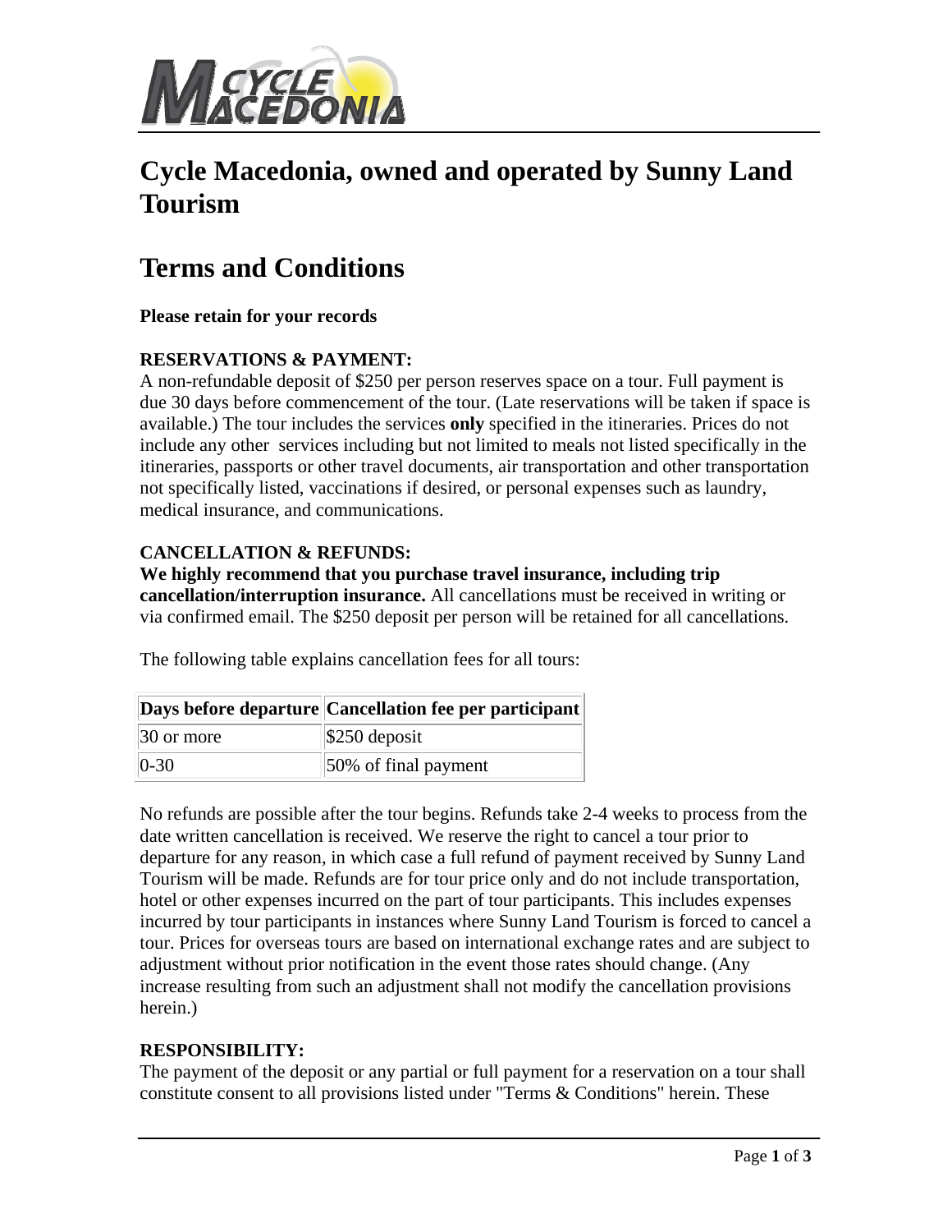# Cycle Macedonia, owned and operated by Sunny Land Tourism

# Terms and Conditions

**Please retain for your records**

**RESERVATIONS & PAYMENT:**

A non-refundable deposit of $250 per person reserves space on a tour. Full payment is due 30 days before commencement of the tour. (Late reservations will be taken if space is available.) The tour includes the services **only** specified in the itineraries. Prices do not include any other services including but not limited to meals not listed specifically in the itineraries, passports or other travel documents, air transportation and other transportation not specifically listed, vaccinations if desired, or personal expenses such as laundry, medical insurance, and communications.

**CANCELLATION & REFUNDS:**

**We highly recommend that you purchase travel insurance, including trip cancellation/interruption insurance.** All cancellations must be received in writing or via confirmed email. The $250 deposit per person will be retained for all cancellations.

The following table explains cancellation fees for all tours:

| Days before departure | Cancellation fee per participant |
| --- | --- |
| 30 or more | $250 deposit |
| 0-30 | 50% of final payment |

No refunds are possible after the tour begins. Refunds take 2-4 weeks to process from the date written cancellation is received. We reserve the right to cancel a tour prior to departure for any reason, in which case a full refund of payment received by Sunny Land Tourism will be made. Refunds are for tour price only and do not include transportation, hotel or other expenses incurred on the part of tour participants. This includes expenses incurred by tour participants in instances where Sunny Land Tourism is forced to cancel a tour. Prices for overseas tours are based on international exchange rates and are subject to adjustment without prior notification in the event those rates should change. (Any increase resulting from such an adjustment shall not modify the cancellation provisions herein.)

**RESPONSIBILITY:**

The payment of the deposit or any partial or full payment for a reservation on a tour shall constitute consent to all provisions listed under "Terms & Conditions" herein. These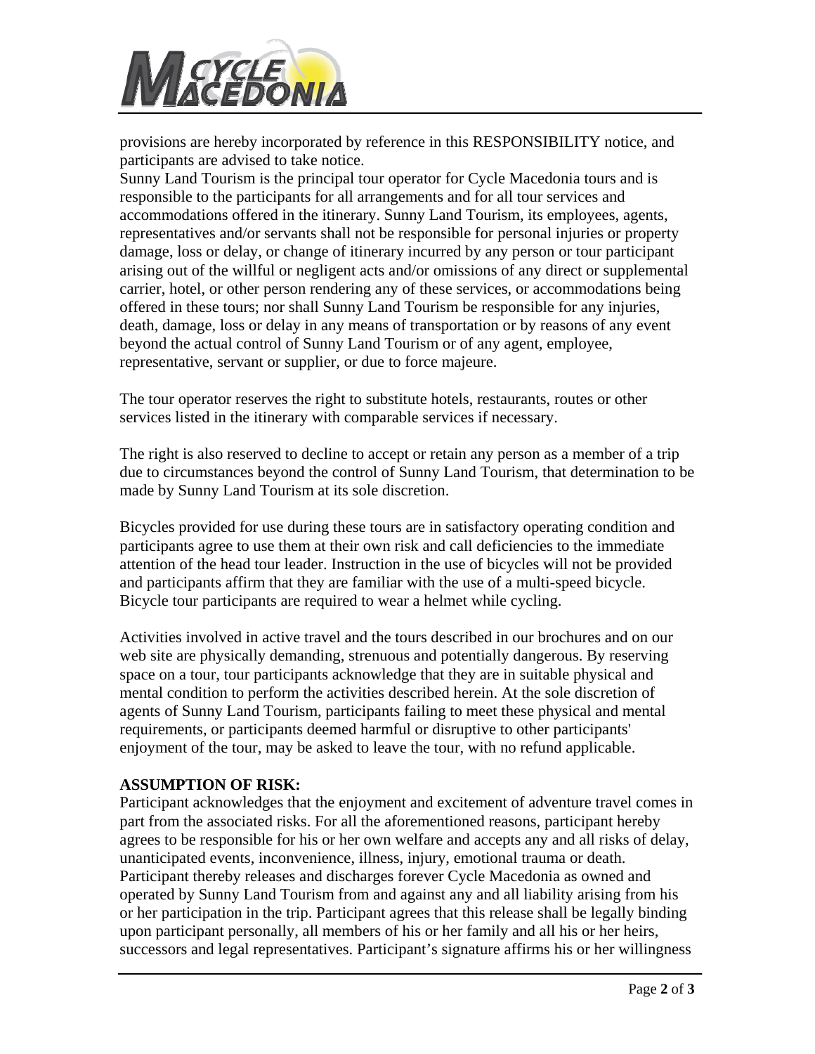provisions are hereby incorporated by reference in this RESPONSIBILITY notice, and participants are advised to take notice.
Sunny Land Tourism is the principal tour operator for Cycle Macedonia tours and is responsible to the participants for all arrangements and for all tour services and accommodations offered in the itinerary. Sunny Land Tourism, its employees, agents, representatives and/or servants shall not be responsible for personal injuries or property damage, loss or delay, or change of itinerary incurred by any person or tour participant arising out of the willful or negligent acts and/or omissions of any direct or supplemental carrier, hotel, or other person rendering any of these services, or accommodations being offered in these tours; nor shall Sunny Land Tourism be responsible for any injuries, death, damage, loss or delay in any means of transportation or by reasons of any event beyond the actual control of Sunny Land Tourism or of any agent, employee, representative, servant or supplier, or due to force majeure.

The tour operator reserves the right to substitute hotels, restaurants, routes or other services listed in the itinerary with comparable services if necessary.

The right is also reserved to decline to accept or retain any person as a member of a trip due to circumstances beyond the control of Sunny Land Tourism, that determination to be made by Sunny Land Tourism at its sole discretion.

Bicycles provided for use during these tours are in satisfactory operating condition and participants agree to use them at their own risk and call deficiencies to the immediate attention of the head tour leader. Instruction in the use of bicycles will not be provided and participants affirm that they are familiar with the use of a multi-speed bicycle. Bicycle tour participants are required to wear a helmet while cycling.

Activities involved in active travel and the tours described in our brochures and on our web site are physically demanding, strenuous and potentially dangerous. By reserving space on a tour, tour participants acknowledge that they are in suitable physical and mental condition to perform the activities described herein. At the sole discretion of agents of Sunny Land Tourism, participants failing to meet these physical and mental requirements, or participants deemed harmful or disruptive to other participants' enjoyment of the tour, may be asked to leave the tour, with no refund applicable.

**ASSUMPTION OF RISK:**
Participant acknowledges that the enjoyment and excitement of adventure travel comes in part from the associated risks. For all the aforementioned reasons, participant hereby agrees to be responsible for his or her own welfare and accepts any and all risks of delay, unanticipated events, inconvenience, illness, injury, emotional trauma or death. Participant thereby releases and discharges forever Cycle Macedonia as owned and operated by Sunny Land Tourism from and against any and all liability arising from his or her participation in the trip. Participant agrees that this release shall be legally binding upon participant personally, all members of his or her family and all his or her heirs, successors and legal representatives. Participant's signature affirms his or her willingness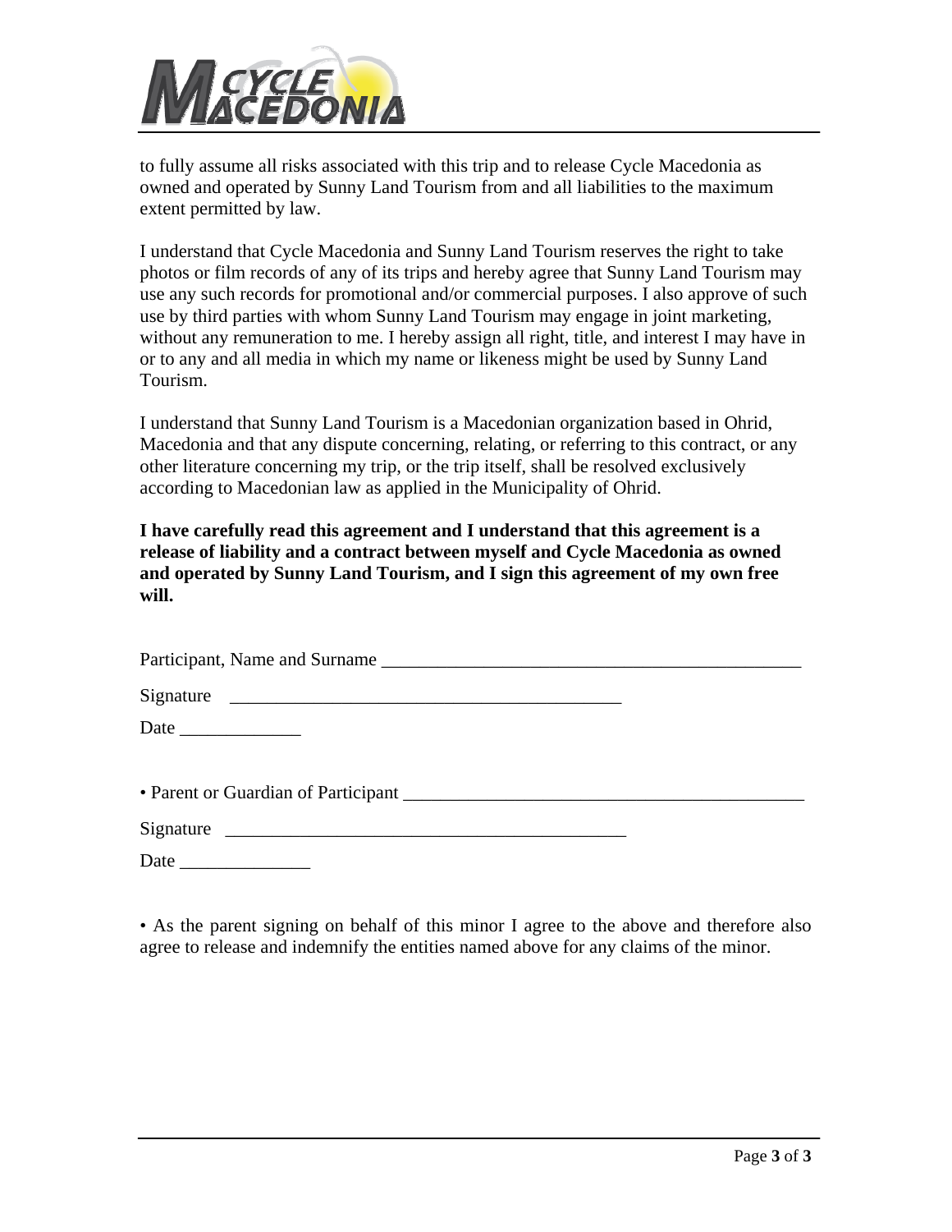to fully assume all risks associated with this trip and to release Cycle Macedonia as owned and operated by Sunny Land Tourism from and all liabilities to the maximum extent permitted by law.

I understand that Cycle Macedonia and Sunny Land Tourism reserves the right to take photos or film records of any of its trips and hereby agree that Sunny Land Tourism may use any such records for promotional and/or commercial purposes. I also approve of such use by third parties with whom Sunny Land Tourism may engage in joint marketing, without any remuneration to me. I hereby assign all right, title, and interest I may have in or to any and all media in which my name or likeness might be used by Sunny Land Tourism.

I understand that Sunny Land Tourism is a Macedonian organization based in Ohrid, Macedonia and that any dispute concerning, relating, or referring to this contract, or any other literature concerning my trip, or the trip itself, shall be resolved exclusively according to Macedonian law as applied in the Municipality of Ohrid.

**I have carefully read this agreement and I understand that this agreement is a release of liability and a contract between myself and Cycle Macedonia as owned and operated by Sunny Land Tourism, and I sign this agreement of my own free will.**

Participant, Name and Surname _______________________________________________

Signature _____________________________________________

Date ______________

• Parent or Guardian of Participant ______________________________________________

Signature ______________________________________________

Date _______________

• As the parent signing on behalf of this minor I agree to the above and therefore also agree to release and indemnify the entities named above for any claims of the minor.